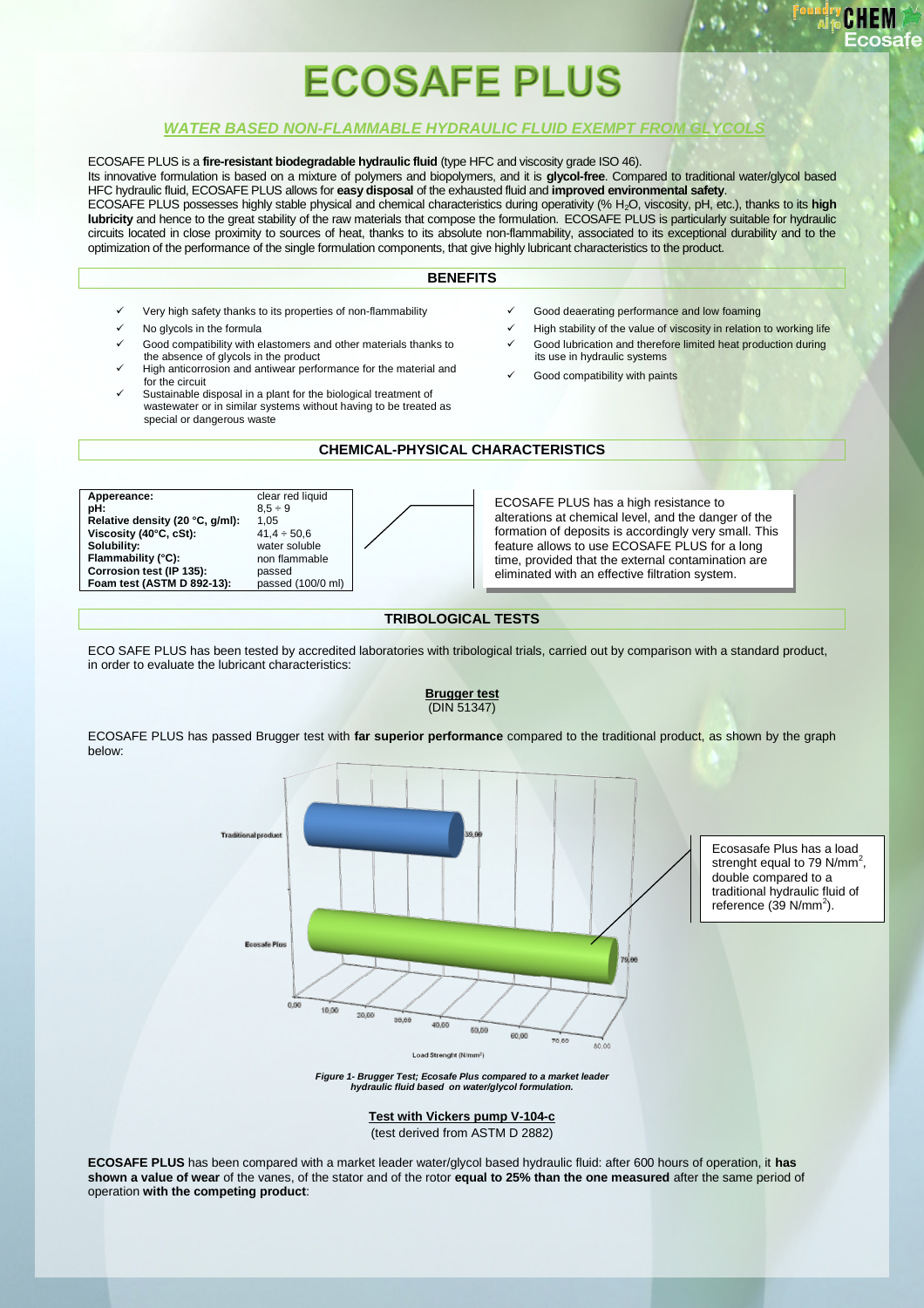# ECOSAFE PLUS

## *WATER BASED NON-FLAMMABLE HYDRAULIC FLUID EXEMPT FROM GLYCOLS*

ECOSAFE PLUS is a **fire-resistant biodegradable hydraulic fluid** (type HFC and viscosity grade ISO 46).
Its innovative formulation is based on a mixture of polymers and biopolymers, and it is **glycol-free**. Compared to traditional water/glycol based HFC hydraulic fluid, ECOSAFE PLUS allows for **easy disposal** of the exhausted fluid and **improved environmental safety**.
ECOSAFE PLUS possesses highly stable physical and chemical characteristics during operativity (% $H_2O$, viscosity, pH, etc.), thanks to its **high lubricity** and hence to the great stability of the raw materials that compose the formulation. ECOSAFE PLUS is particularly suitable for hydraulic circuits located in close proximity to sources of heat, thanks to its absolute non-flammability, associated to its exceptional durability and to the optimization of the performance of the single formulation components, that give highly lubricant characteristics to the product.

### BENEFITS

- ✓ Very high safety thanks to its properties of non-flammability
- ✓ No glycols in the formula
- ✓ Good compatibility with elastomers and other materials thanks to the absence of glycols in the product
- ✓ High anticorrosion and antiwear performance for the material and for the circuit
- ✓ Sustainable disposal in a plant for the biological treatment of wastewater or in similar systems without having to be treated as special or dangerous waste
- ✓ Good deaerating performance and low foaming
- ✓ High stability of the value of viscosity in relation to working life
- ✓ Good lubrication and therefore limited heat production during its use in hydraulic systems
- ✓ Good compatibility with paints

### CHEMICAL-PHYSICAL CHARACTERISTICS

| | |
|---|---|
| **Appereance:** | clear red liquid |
| **pH:** | 8,5 ÷ 9 |
| **Relative density (20 °C, g/ml):** | 1,05 |
| **Viscosity (40°C, cSt):** | 41,4 ÷ 50,6 |
| **Solubility:** | water soluble |
| **Flammability (°C):** | non flammable |
| **Corrosion test (IP 135):** | passed |
| **Foam test (ASTM D 892-13):** | passed (100/0 ml) |

ECOSAFE PLUS has a high resistance to alterations at chemical level, and the danger of the formation of deposits is accordingly very small. This feature allows to use ECOSAFE PLUS for a long time, provided that the external contamination are eliminated with an effective filtration system.

### TRIBOLOGICAL TESTS

ECO SAFE PLUS has been tested by accredited laboratories with tribological trials, carried out by comparison with a standard product, in order to evaluate the lubricant characteristics:

**Brugger test**
(DIN 51347)

ECOSAFE PLUS has passed Brugger test with **far superior performance** compared to the traditional product, as shown by the graph below:

Ecosasafe Plus has a load strenght equal to 79 N/mm$^2$, double compared to a traditional hydraulic fluid of reference (39 N/mm$^2$).

*Figure 1- Brugger Test; Ecosafe Plus compared to a market leader hydraulic fluid based on water/glycol formulation.*

**Test with Vickers pump V-104-c**
(test derived from ASTM D 2882)

**ECOSAFE PLUS** has been compared with a market leader water/glycol based hydraulic fluid: after 600 hours of operation, it **has shown a value of wear** of the vanes, of the stator and of the rotor **equal to 25% than the one measured** after the same period of operation **with the competing product**: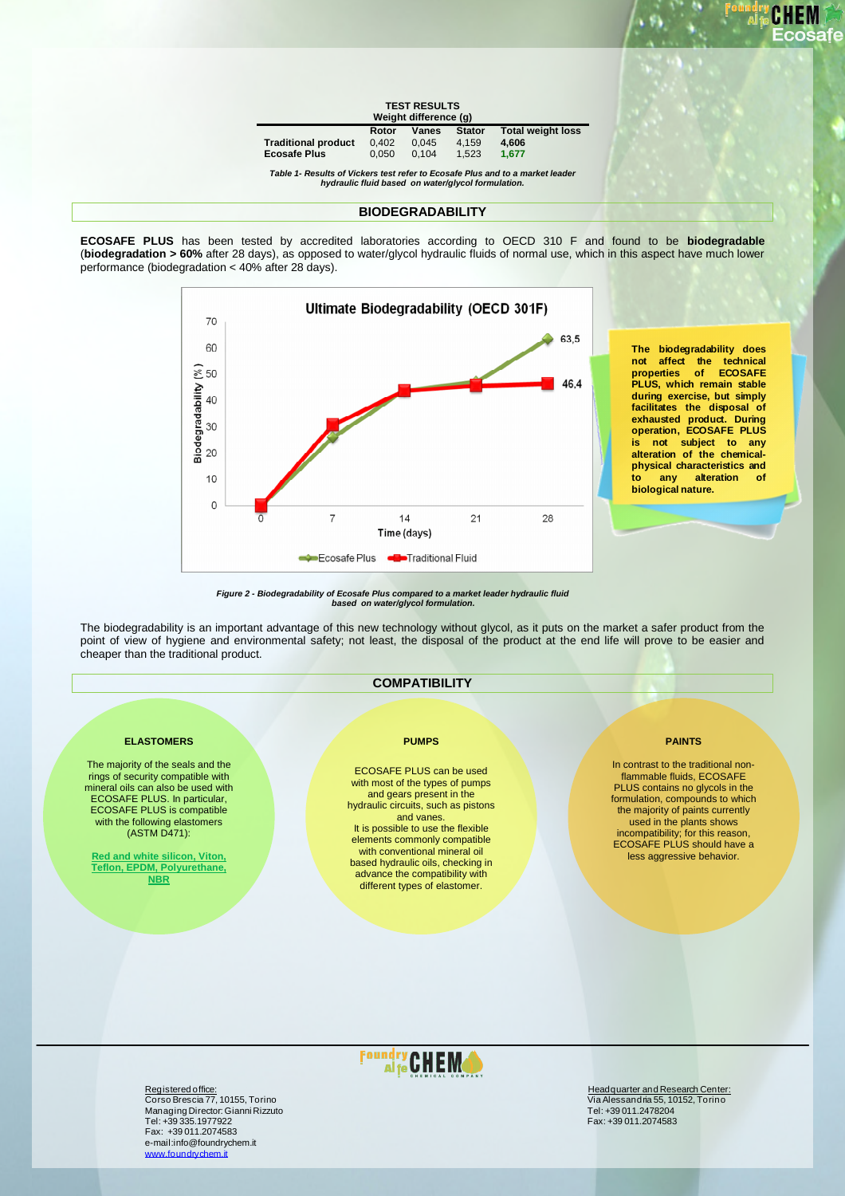**TEST RESULTS**
**Weight difference (g)**

| | Rotor | Vanes | Stator | Total weight loss |
|---|---|---|---|---|
| **Traditional product** | 0,402 | 0,045 | 4,159 | **4,606** |
| **Ecosafe Plus** | 0,050 | 0,104 | 1,523 | **1,677** |

*Table 1- Results of Vickers test refer to Ecosafe Plus and to a market leader hydraulic fluid based on water/glycol formulation.*

## BIODEGRADABILITY

**ECOSAFE PLUS** has been tested by accredited laboratories according to OECD 310 F and found to be **biodegradable** (**biodegradation > 60%** after 28 days), as opposed to water/glycol hydraulic fluids of normal use, which in this aspect have much lower performance (biodegradation < 40% after 28 days).

Ultimate Biodegradability (OECD 301F)

Biodegradability (%)

70
60
50
40
30
20
10
0

0
7
14
21
28

Time (days)

63,5
46,4

Ecosafe Plus
Traditional Fluid

**The biodegradability does not affect the technical properties of ECOSAFE PLUS, which remain stable during exercise, but simply facilitates the disposal of exhausted product. During operation, ECOSAFE PLUS is not subject to any alteration of the chemical-physical characteristics and to any alteration of biological nature.**

*Figure 2 - Biodegradability of Ecosafe Plus compared to a market leader hydraulic fluid based on water/glycol formulation.*

The biodegradability is an important advantage of this new technology without glycol, as it puts on the market a safer product from the point of view of hygiene and environmental safety; not least, the disposal of the product at the end life will prove to be easier and cheaper than the traditional product.

## COMPATIBILITY

### ELASTOMERS

The majority of the seals and the rings of security compatible with mineral oils can also be used with ECOSAFE PLUS. In particular, ECOSAFE PLUS is compatible with the following elastomers (ASTM D471):

**Red and white silicon, Viton, Teflon, EPDM, Polyurethane, NBR**

### PUMPS

ECOSAFE PLUS can be used with most of the types of pumps and gears present in the hydraulic circuits, such as pistons and vanes.
It is possible to use the flexible elements commonly compatible with conventional mineral oil based hydraulic oils, checking in advance the compatibility with different types of elastomer.

### PAINTS

In contrast to the traditional non-flammable fluids, ECOSAFE PLUS contains no glycols in the formulation, compounds to which the majority of paints currently used in the plants shows incompatibility; for this reason, ECOSAFE PLUS should have a less aggressive behavior.

Registered office:
Corso Brescia 77, 10155, Torino
Managing Director: Gianni Rizzuto
Tel: +39 335.1977922
Fax: +39 011.2074583
e-mail:info@foundrychem.it
www.foundrychem.it

Headquarter and Research Center:
Via Alessandria 55, 10152, Torino
Tel: +39 011.2478204
Fax: +39 011.2074583